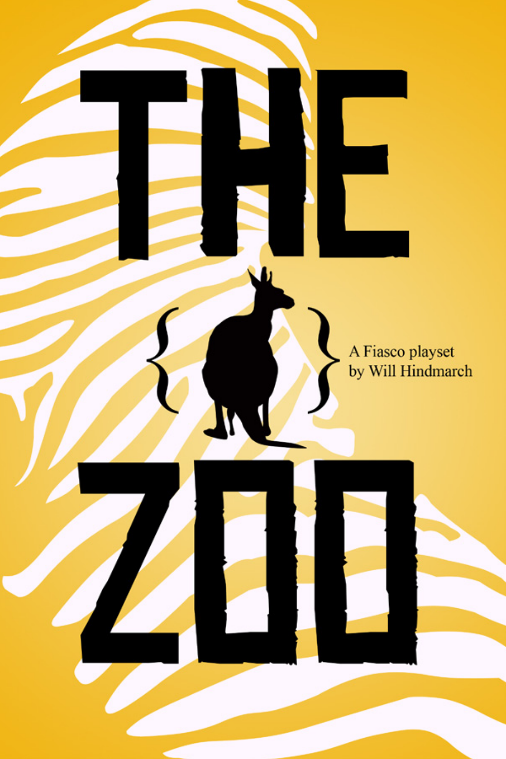# THE ZOO

A Fiasco playset
by Will Hindmarch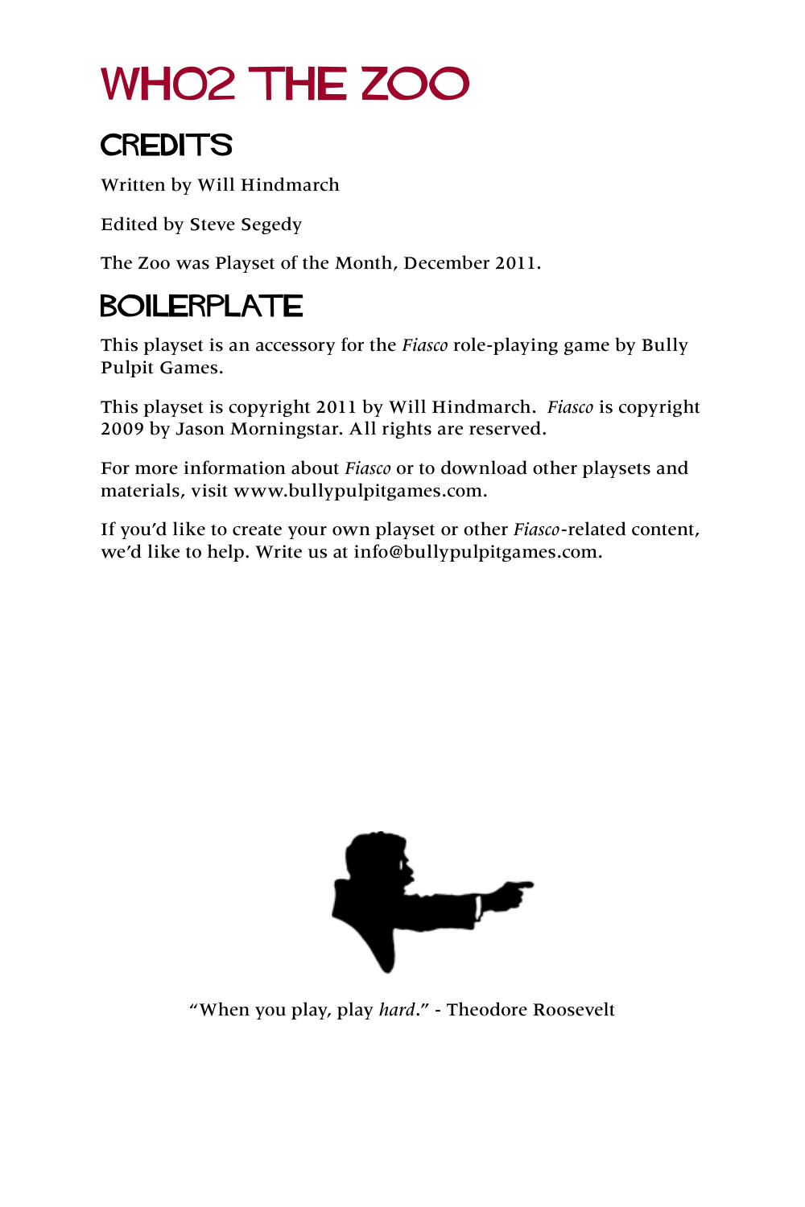# WHO2 THE ZOO

## CREDITS

Written by Will Hindmarch

Edited by Steve Segedy

The Zoo was Playset of the Month, December 2011.

## BOILERPLATE

This playset is an accessory for the *Fiasco* role-playing game by Bully Pulpit Games.

This playset is copyright 2011 by Will Hindmarch. *Fiasco* is copyright 2009 by Jason Morningstar. All rights are reserved.

For more information about *Fiasco* or to download other playsets and materials, visit www.bullypulpitgames.com.

If you'd like to create your own playset or other *Fiasco*-related content, we'd like to help. Write us at info@bullypulpitgames.com.

"When you play, play *hard*." - Theodore Roosevelt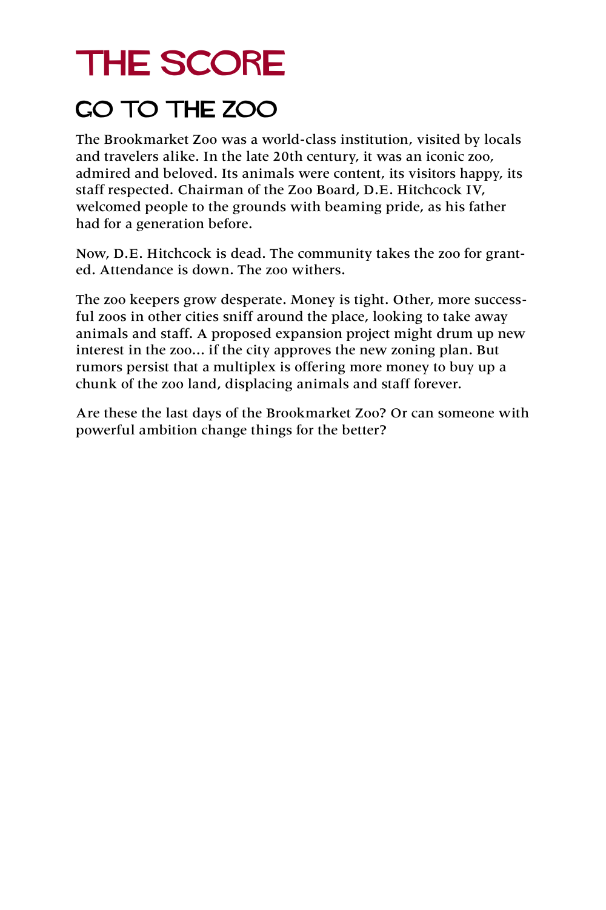# THE SCORE

## GO TO THE ZOO

The Brookmarket Zoo was a world-class institution, visited by locals and travelers alike. In the late 20th century, it was an iconic zoo, admired and beloved. Its animals were content, its visitors happy, its staff respected. Chairman of the Zoo Board, D.E. Hitchcock IV, welcomed people to the grounds with beaming pride, as his father had for a generation before.

Now, D.E. Hitchcock is dead. The community takes the zoo for granted. Attendance is down. The zoo withers.

The zoo keepers grow desperate. Money is tight. Other, more successful zoos in other cities sniff around the place, looking to take away animals and staff. A proposed expansion project might drum up new interest in the zoo... if the city approves the new zoning plan. But rumors persist that a multiplex is offering more money to buy up a chunk of the zoo land, displacing animals and staff forever.

Are these the last days of the Brookmarket Zoo? Or can someone with powerful ambition change things for the better?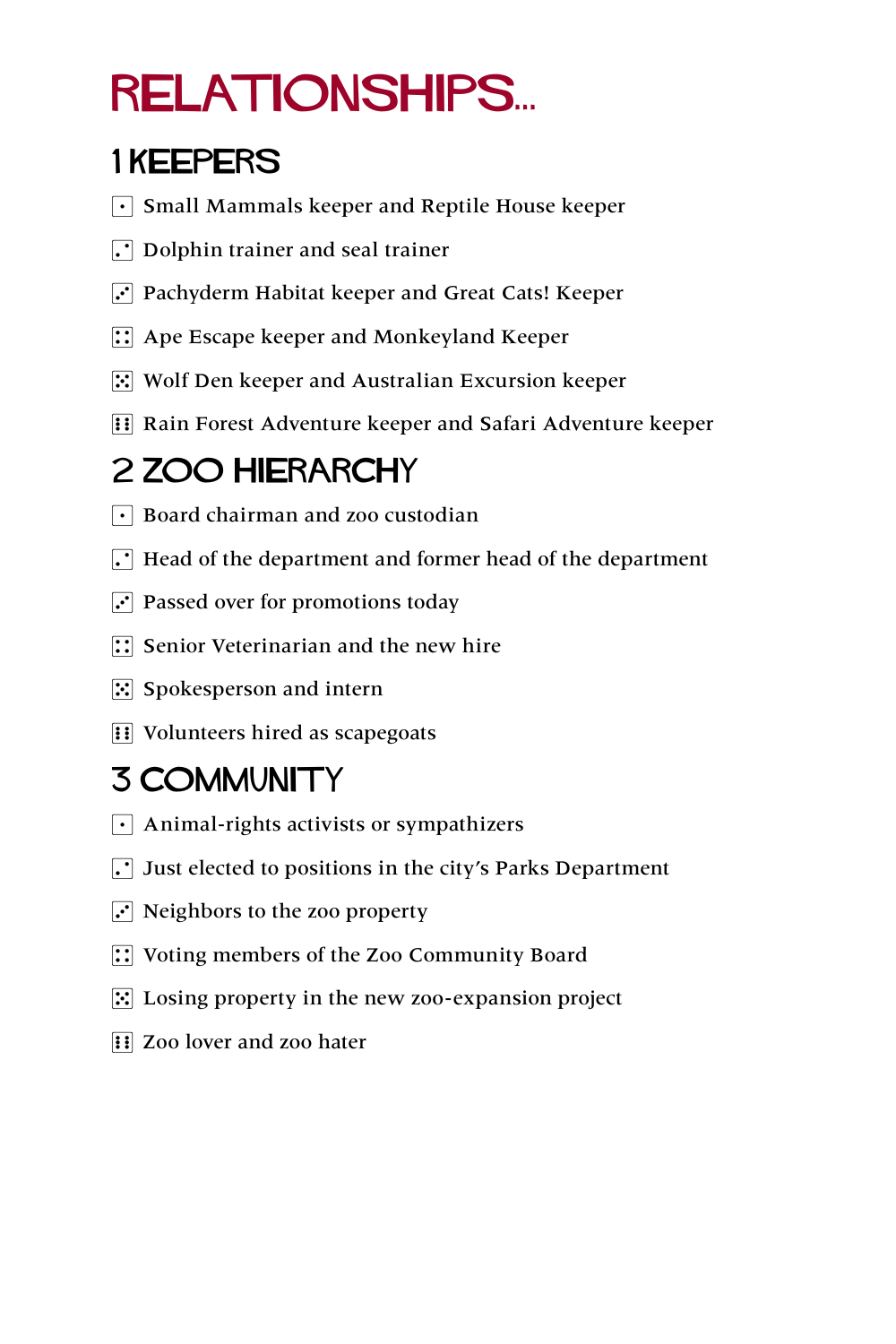# RELATIONSHIPS...

## 1 KEEPERS

- ⚀ Small Mammals keeper and Reptile House keeper
- ⚁ Dolphin trainer and seal trainer
- ⚂ Pachyderm Habitat keeper and Great Cats! Keeper
- ⚃ Ape Escape keeper and Monkeyland Keeper
- ⚄ Wolf Den keeper and Australian Excursion keeper
- ⚅ Rain Forest Adventure keeper and Safari Adventure keeper

## 2 ZOO HIERARCHY

- ⚀ Board chairman and zoo custodian
- ⚁ Head of the department and former head of the department
- ⚂ Passed over for promotions today
- ⚃ Senior Veterinarian and the new hire
- ⚄ Spokesperson and intern
- ⚅ Volunteers hired as scapegoats

## 3 COMMUNITY

- ⚀ Animal-rights activists or sympathizers
- ⚁ Just elected to positions in the city's Parks Department
- ⚂ Neighbors to the zoo property
- ⚃ Voting members of the Zoo Community Board
- ⚄ Losing property in the new zoo-expansion project
- ⚅ Zoo lover and zoo hater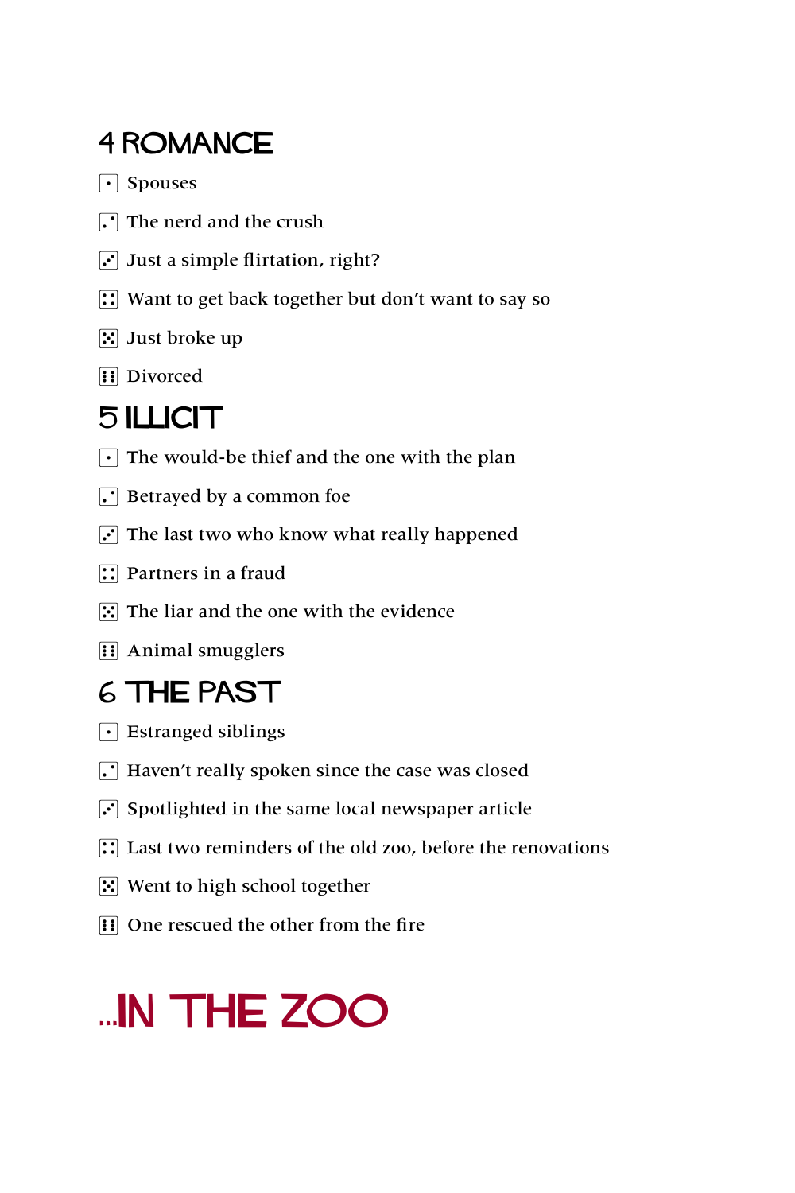## 4 ROMANCE

- ⚀ Spouses
- ⚁ The nerd and the crush
- ⚂ Just a simple flirtation, right?
- ⚃ Want to get back together but don't want to say so
- ⚄ Just broke up
- ⚅ Divorced

## 5 ILLICIT

- ⚀ The would-be thief and the one with the plan
- ⚁ Betrayed by a common foe
- ⚂ The last two who know what really happened
- ⚃ Partners in a fraud
- ⚄ The liar and the one with the evidence
- ⚅ Animal smugglers

## 6 THE PAST

- ⚀ Estranged siblings
- ⚁ Haven't really spoken since the case was closed
- ⚂ Spotlighted in the same local newspaper article
- ⚃ Last two reminders of the old zoo, before the renovations
- ⚄ Went to high school together
- ⚅ One rescued the other from the fire

# ...IN THE ZOO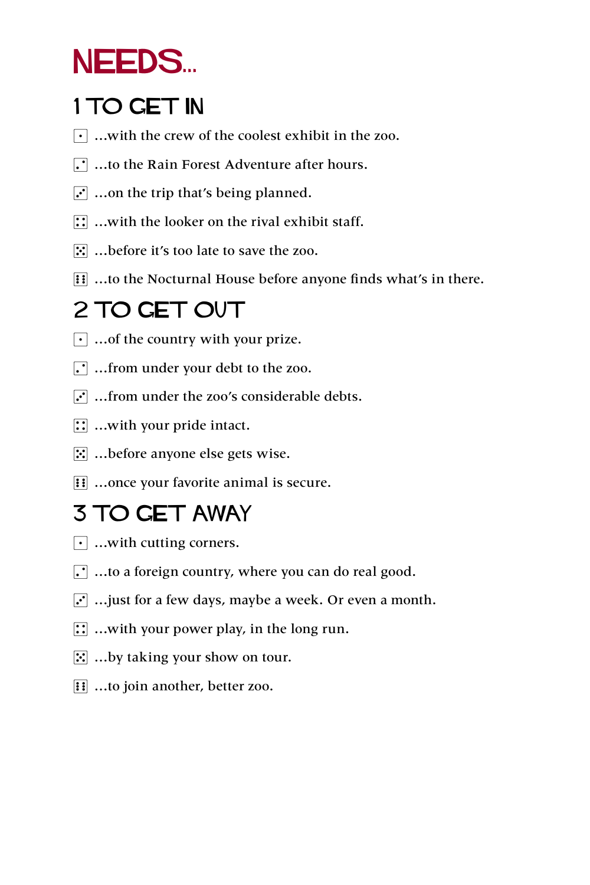# NEEDS...

## 1 TO GET IN

- ⚀ ...with the crew of the coolest exhibit in the zoo.
- ⚁ ...to the Rain Forest Adventure after hours.
- ⚂ ...on the trip that's being planned.
- ⚃ ...with the looker on the rival exhibit staff.
- ⚄ ...before it's too late to save the zoo.
- ⚅ ...to the Nocturnal House before anyone finds what's in there.

## 2 TO GET OUT

- ⚀ ...of the country with your prize.
- ⚁ ...from under your debt to the zoo.
- ⚂ ...from under the zoo's considerable debts.
- ⚃ ...with your pride intact.
- ⚄ ...before anyone else gets wise.
- ⚅ ...once your favorite animal is secure.

## 3 TO GET AWAY

- ⚀ ...with cutting corners.
- ⚁ ...to a foreign country, where you can do real good.
- ⚂ ...just for a few days, maybe a week. Or even a month.
- ⚃ ...with your power play, in the long run.
- ⚄ ...by taking your show on tour.
- ⚅ ...to join another, better zoo.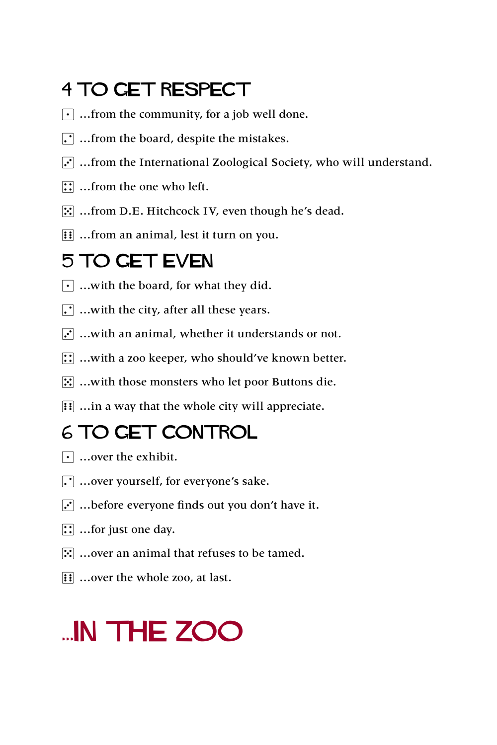## 4 TO GET RESPECT

⚀ ...from the community, for a job well done.

⚁ ...from the board, despite the mistakes.

⚂ ...from the International Zoological Society, who will understand.

⚃ ...from the one who left.

⚄ ...from D.E. Hitchcock IV, even though he's dead.

⚅ ...from an animal, lest it turn on you.

## 5 TO GET EVEN

⚀ ...with the board, for what they did.

⚁ ...with the city, after all these years.

⚂ ...with an animal, whether it understands or not.

⚃ ...with a zoo keeper, who should've known better.

⚄ ...with those monsters who let poor Buttons die.

⚅ ...in a way that the whole city will appreciate.

## 6 TO GET CONTROL

⚀ ...over the exhibit.

⚁ ...over yourself, for everyone's sake.

⚂ ...before everyone finds out you don't have it.

⚃ ...for just one day.

⚄ ...over an animal that refuses to be tamed.

⚅ ...over the whole zoo, at last.

# ...IN THE ZOO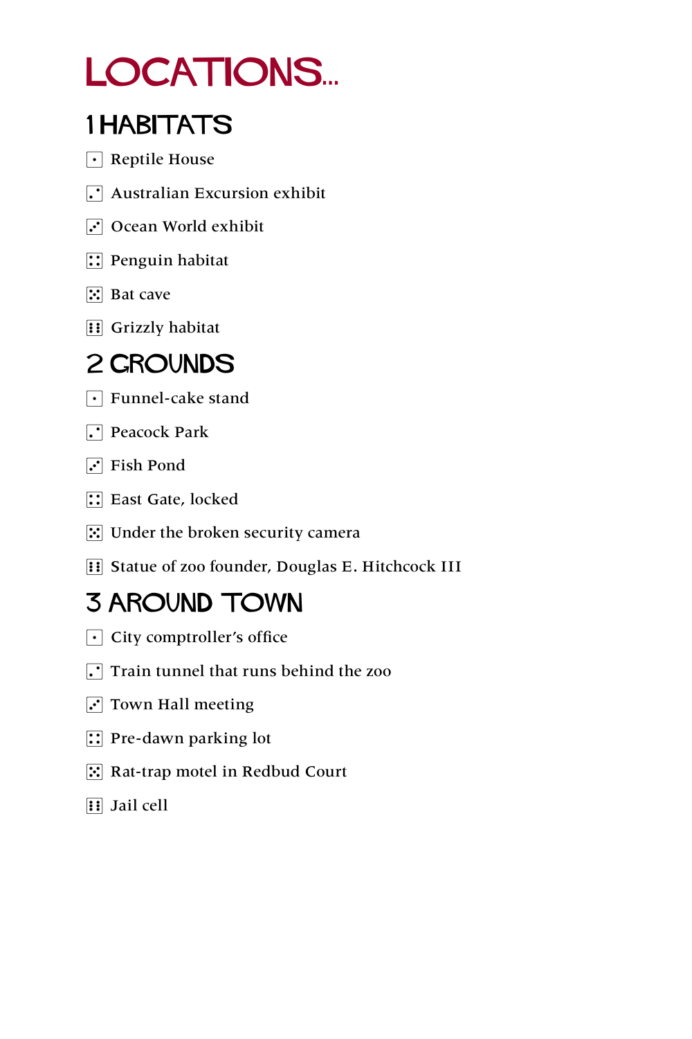# LOCATIONS...

## 1 HABITATS

- ⚀ Reptile House
- ⚁ Australian Excursion exhibit
- ⚂ Ocean World exhibit
- ⚃ Penguin habitat
- ⚄ Bat cave
- ⚅ Grizzly habitat

## 2 GROUNDS

- ⚀ Funnel-cake stand
- ⚁ Peacock Park
- ⚂ Fish Pond
- ⚃ East Gate, locked
- ⚄ Under the broken security camera
- ⚅ Statue of zoo founder, Douglas E. Hitchcock III

## 3 AROUND TOWN

- ⚀ City comptroller's office
- ⚁ Train tunnel that runs behind the zoo
- ⚂ Town Hall meeting
- ⚃ Pre-dawn parking lot
- ⚄ Rat-trap motel in Redbud Court
- ⚅ Jail cell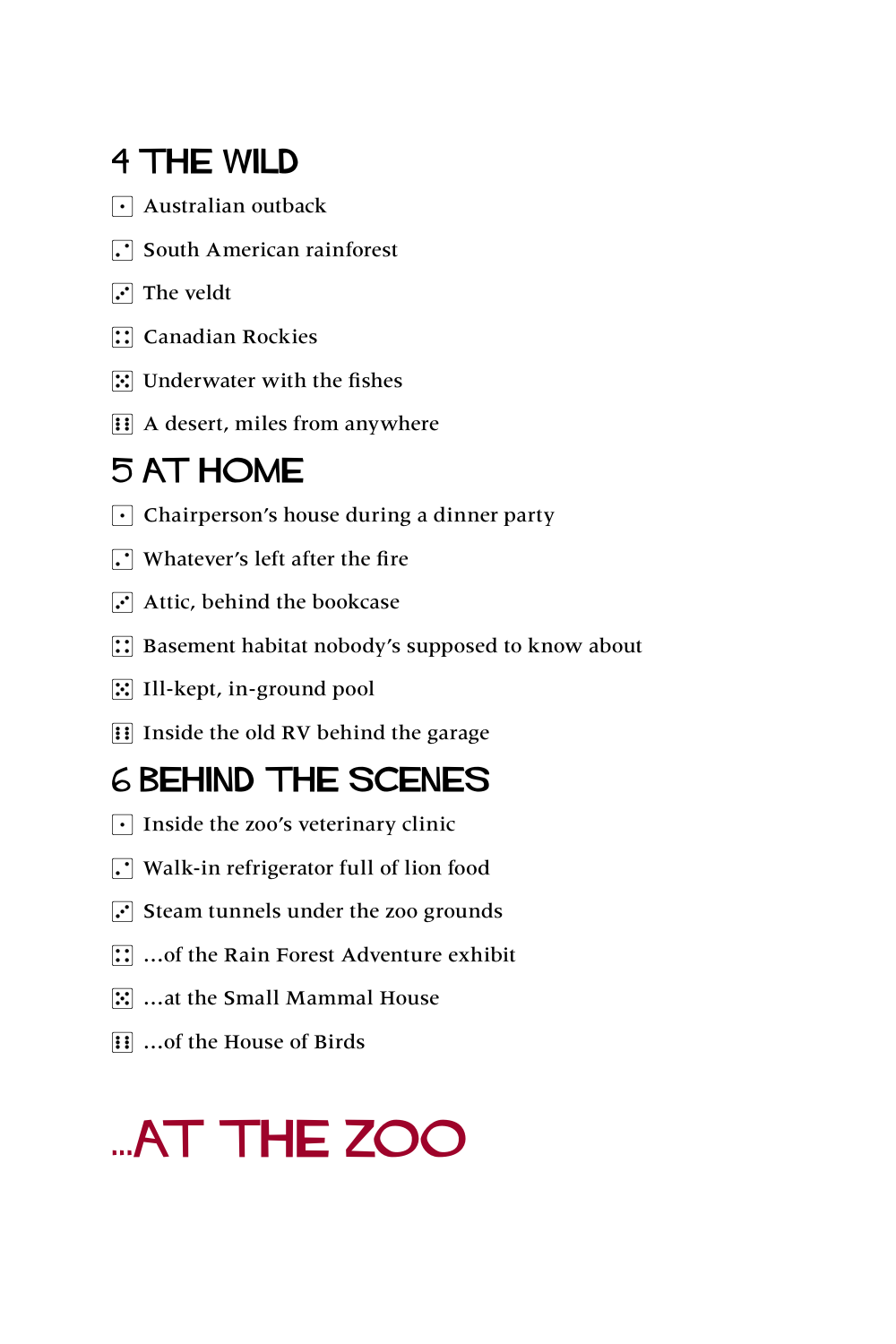## 4 THE WILD

- ⚀ Australian outback
- ⚁ South American rainforest
- ⚂ The veldt
- ⚃ Canadian Rockies
- ⚄ Underwater with the fishes
- ⚅ A desert, miles from anywhere

## 5 AT HOME

- ⚀ Chairperson's house during a dinner party
- ⚁ Whatever's left after the fire
- ⚂ Attic, behind the bookcase
- ⚃ Basement habitat nobody's supposed to know about
- ⚄ Ill-kept, in-ground pool
- ⚅ Inside the old RV behind the garage

## 6 BEHIND THE SCENES

- ⚀ Inside the zoo's veterinary clinic
- ⚁ Walk-in refrigerator full of lion food
- ⚂ Steam tunnels under the zoo grounds
- ⚃ ...of the Rain Forest Adventure exhibit
- ⚄ ...at the Small Mammal House
- ⚅ ...of the House of Birds

# ...AT THE ZOO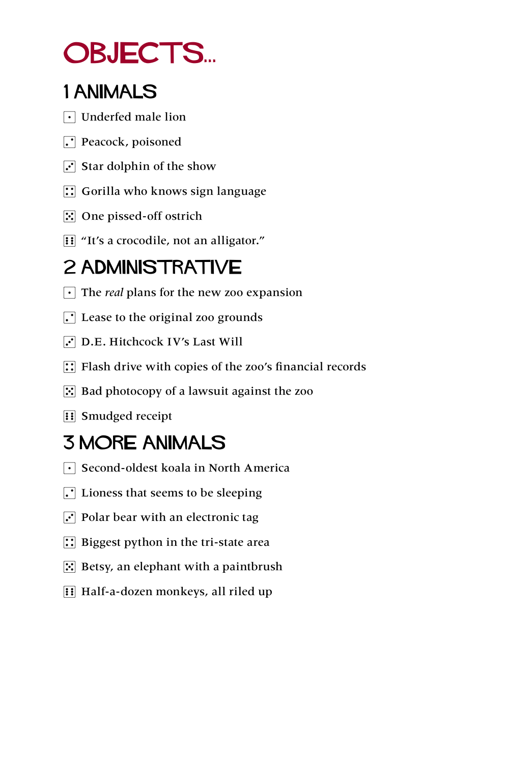# OBJECTS...

## 1 ANIMALS

- ⚀ Underfed male lion
- ⚁ Peacock, poisoned
- ⚂ Star dolphin of the show
- ⚃ Gorilla who knows sign language
- ⚄ One pissed-off ostrich
- ⚅ "It's a crocodile, not an alligator."

## 2 ADMINISTRATIVE

- ⚀ The *real* plans for the new zoo expansion
- ⚁ Lease to the original zoo grounds
- ⚂ D.E. Hitchcock IV's Last Will
- ⚃ Flash drive with copies of the zoo's financial records
- ⚄ Bad photocopy of a lawsuit against the zoo
- ⚅ Smudged receipt

## 3 MORE ANIMALS

- ⚀ Second-oldest koala in North America
- ⚁ Lioness that seems to be sleeping
- ⚂ Polar bear with an electronic tag
- ⚃ Biggest python in the tri-state area
- ⚄ Betsy, an elephant with a paintbrush
- ⚅ Half-a-dozen monkeys, all riled up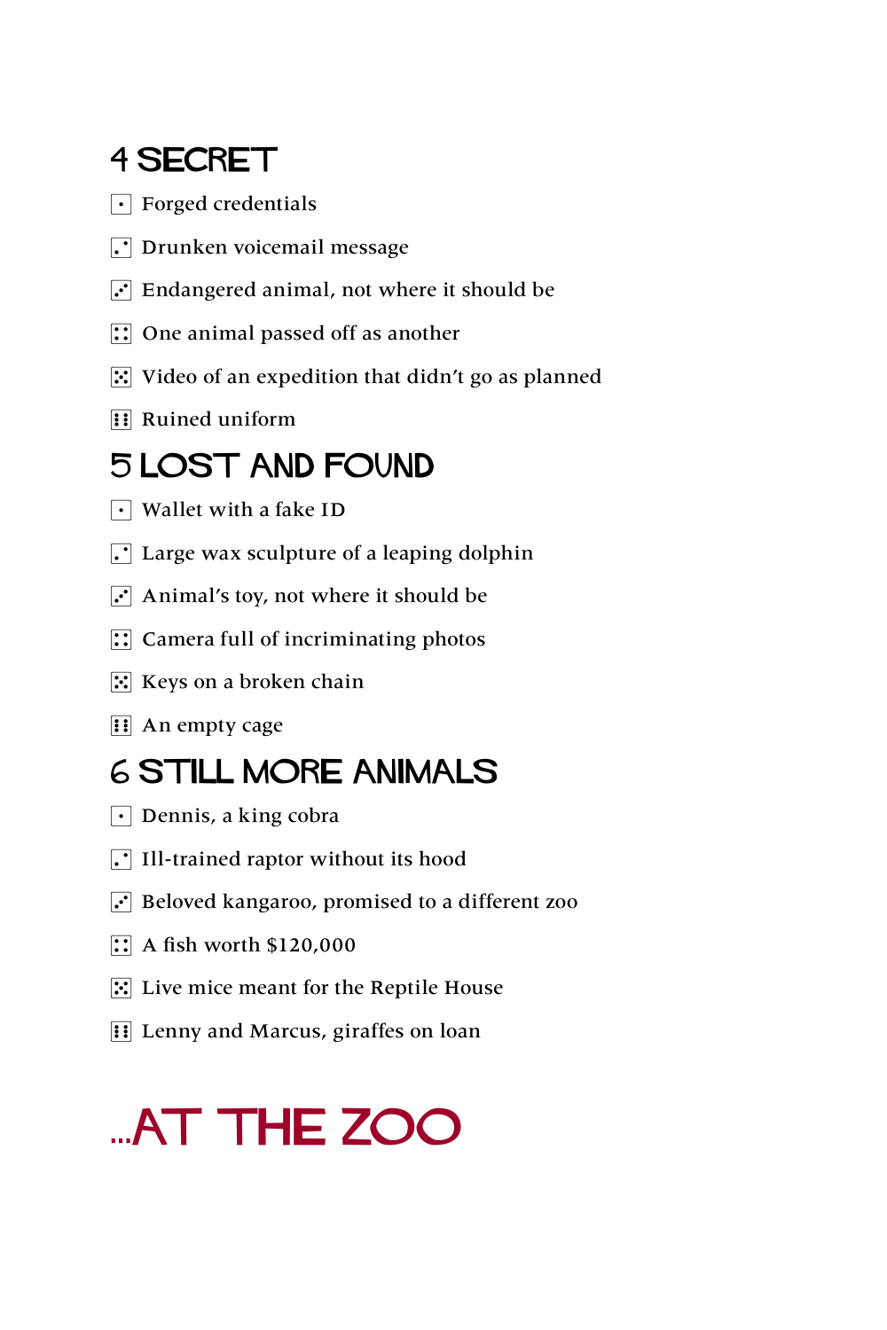## 4 SECRET

- ⚀ Forged credentials
- ⚁ Drunken voicemail message
- ⚂ Endangered animal, not where it should be
- ⚃ One animal passed off as another
- ⚄ Video of an expedition that didn't go as planned
- ⚅ Ruined uniform

## 5 LOST AND FOUND

- ⚀ Wallet with a fake ID
- ⚁ Large wax sculpture of a leaping dolphin
- ⚂ Animal's toy, not where it should be
- ⚃ Camera full of incriminating photos
- ⚄ Keys on a broken chain
- ⚅ An empty cage

## 6 STILL MORE ANIMALS

- ⚀ Dennis, a king cobra
- ⚁ Ill-trained raptor without its hood
- ⚂ Beloved kangaroo, promised to a different zoo
- ⚃ A fish worth $120,000
- ⚄ Live mice meant for the Reptile House
- ⚅ Lenny and Marcus, giraffes on loan

# ...AT THE ZOO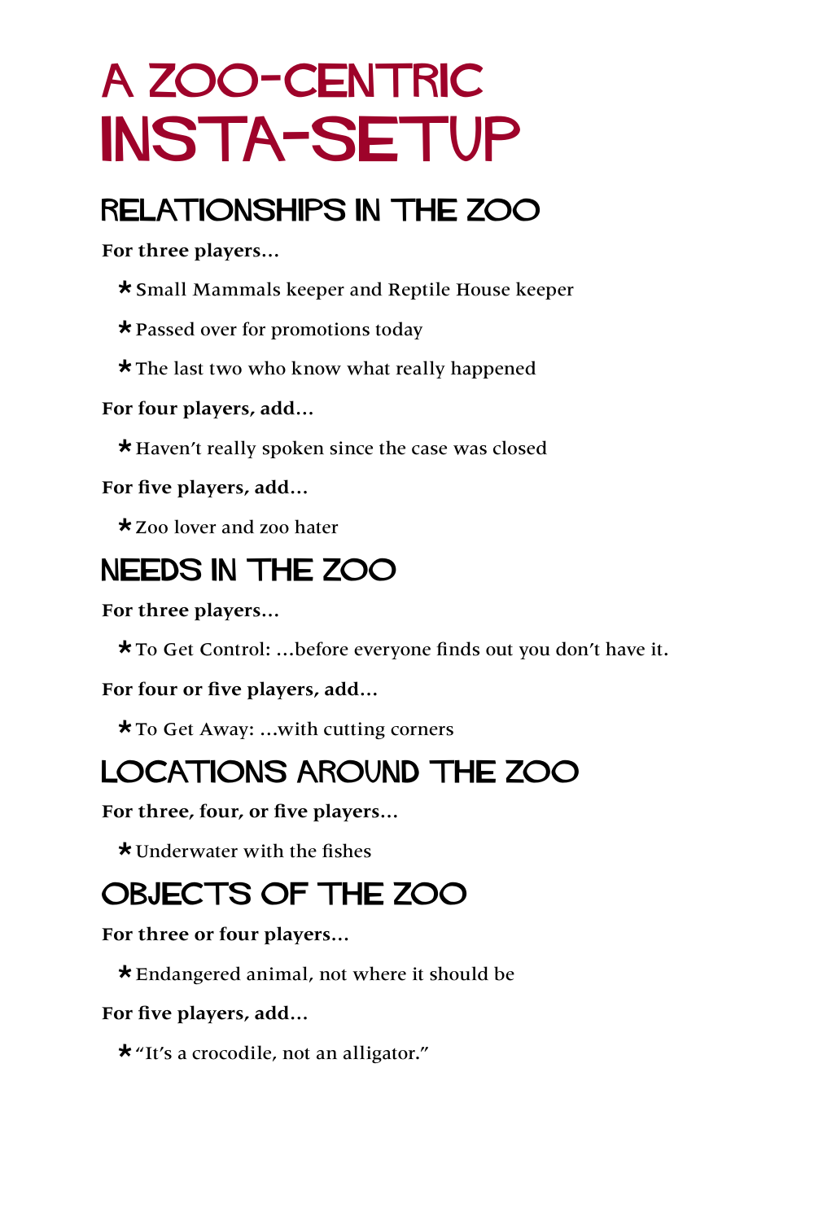# A Zoo-Centric Insta-Setup

## Relationships in the Zoo

**For three players...**

* Small Mammals keeper and Reptile House keeper
* Passed over for promotions today
* The last two who know what really happened

**For four players, add...**

* Haven't really spoken since the case was closed

**For five players, add...**

* Zoo lover and zoo hater

## Needs in the Zoo

**For three players...**

* To Get Control: ...before everyone finds out you don't have it.

**For four or five players, add...**

* To Get Away: ...with cutting corners

## Locations Around the Zoo

**For three, four, or five players...**

* Underwater with the fishes

## Objects of the Zoo

**For three or four players...**

* Endangered animal, not where it should be

**For five players, add...**

* "It's a crocodile, not an alligator."